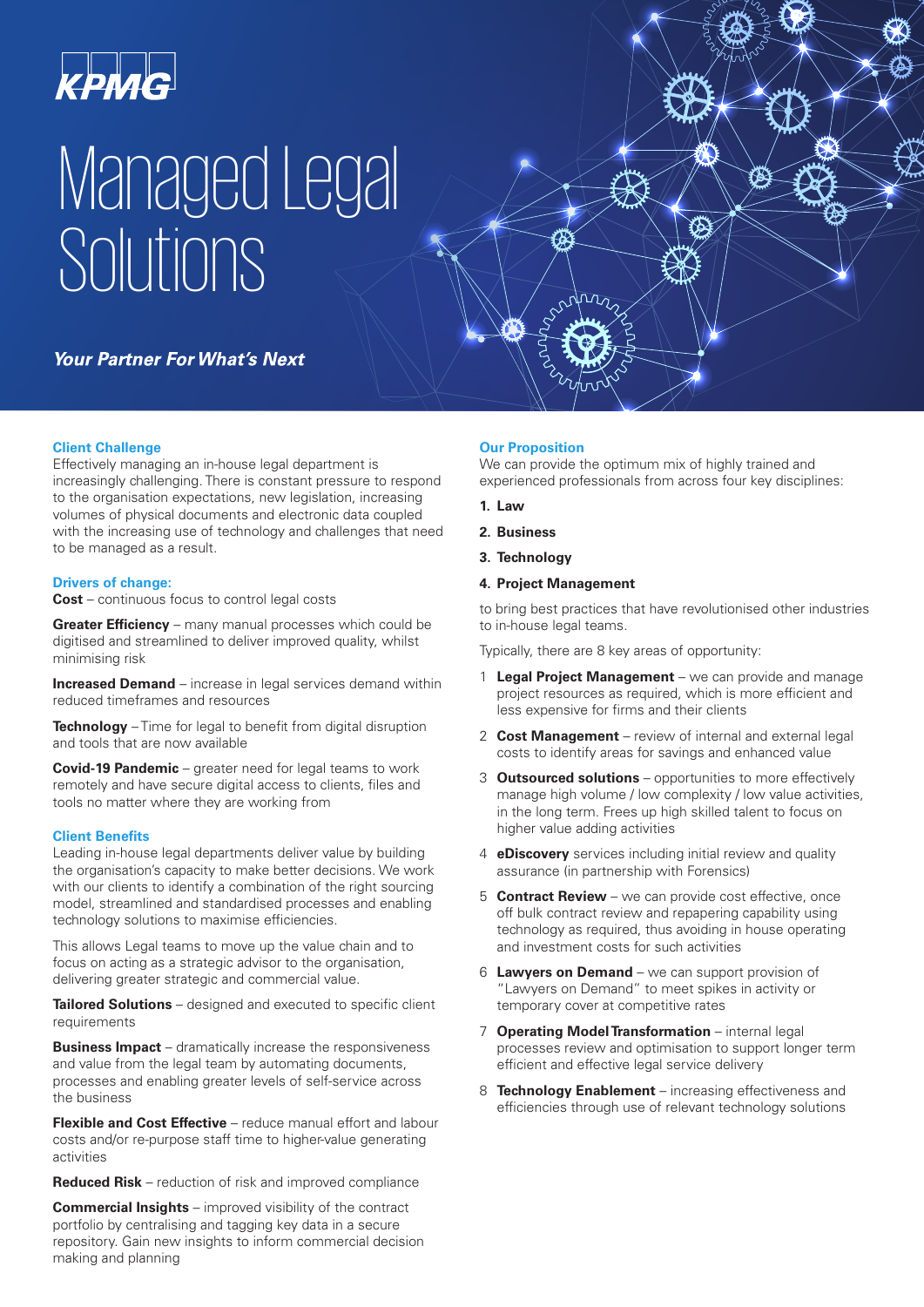# Managed Legal Solutions

***Your Partner For What's Next***

## Client Challenge

Effectively managing an in-house legal department is increasingly challenging. There is constant pressure to respond to the organisation expectations, new legislation, increasing volumes of physical documents and electronic data coupled with the increasing use of technology and challenges that need to be managed as a result.

## Drivers of change:

**Cost** – continuous focus to control legal costs

**Greater Efficiency** – many manual processes which could be digitised and streamlined to deliver improved quality, whilst minimising risk

**Increased Demand** – increase in legal services demand within reduced timeframes and resources

**Technology** – Time for legal to benefit from digital disruption and tools that are now available

**Covid-19 Pandemic** – greater need for legal teams to work remotely and have secure digital access to clients, files and tools no matter where they are working from

## Client Benefits

Leading in-house legal departments deliver value by building the organisation's capacity to make better decisions. We work with our clients to identify a combination of the right sourcing model, streamlined and standardised processes and enabling technology solutions to maximise efficiencies.

This allows Legal teams to move up the value chain and to focus on acting as a strategic advisor to the organisation, delivering greater strategic and commercial value.

**Tailored Solutions** – designed and executed to specific client requirements

**Business Impact** – dramatically increase the responsiveness and value from the legal team by automating documents, processes and enabling greater levels of self-service across the business

**Flexible and Cost Effective** – reduce manual effort and labour costs and/or re-purpose staff time to higher-value generating activities

**Reduced Risk** – reduction of risk and improved compliance

**Commercial Insights** – improved visibility of the contract portfolio by centralising and tagging key data in a secure repository. Gain new insights to inform commercial decision making and planning

## Our Proposition

We can provide the optimum mix of highly trained and experienced professionals from across four key disciplines:

1. **Law**
2. **Business**
3. **Technology**
4. **Project Management**

to bring best practices that have revolutionised other industries to in-house legal teams.

Typically, there are 8 key areas of opportunity:

1. **Legal Project Management** – we can provide and manage project resources as required, which is more efficient and less expensive for firms and their clients
2. **Cost Management** – review of internal and external legal costs to identify areas for savings and enhanced value
3. **Outsourced solutions** – opportunities to more effectively manage high volume / low complexity / low value activities, in the long term. Frees up high skilled talent to focus on higher value adding activities
4. **eDiscovery** services including initial review and quality assurance (in partnership with Forensics)
5. **Contract Review** – we can provide cost effective, once off bulk contract review and repapering capability using technology as required, thus avoiding in house operating and investment costs for such activities
6. **Lawyers on Demand** – we can support provision of "Lawyers on Demand" to meet spikes in activity or temporary cover at competitive rates
7. **Operating Model Transformation** – internal legal processes review and optimisation to support longer term efficient and effective legal service delivery
8. **Technology Enablement** – increasing effectiveness and efficiencies through use of relevant technology solutions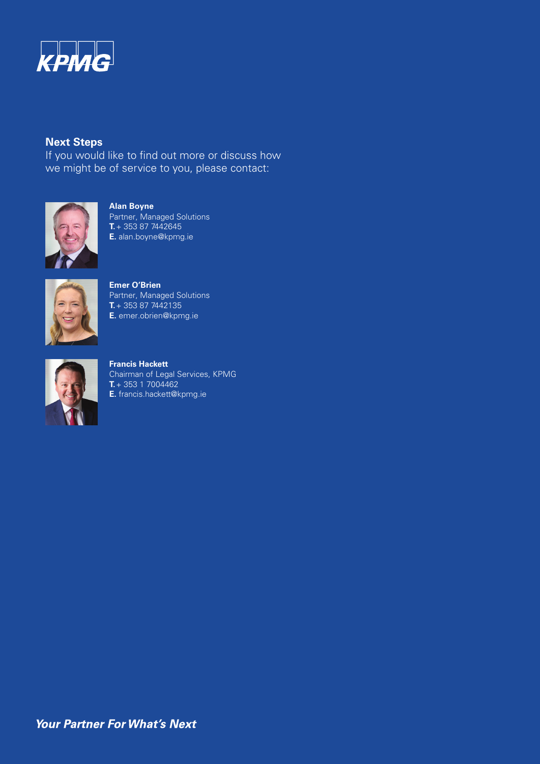**Next Steps**

If you would like to find out more or discuss how we might be of service to you, please contact:

**Alan Boyne**
Partner, Managed Solutions
**T.** + 353 87 7442645
**E.** alan.boyne@kpmg.ie

**Emer O'Brien**
Partner, Managed Solutions
**T.** + 353 87 7442135
**E.** emer.obrien@kpmg.ie

**Francis Hackett**
Chairman of Legal Services, KPMG
**T.** + 353 1 7004462
**E.** francis.hackett@kpmg.ie

***Your Partner For What's Next***